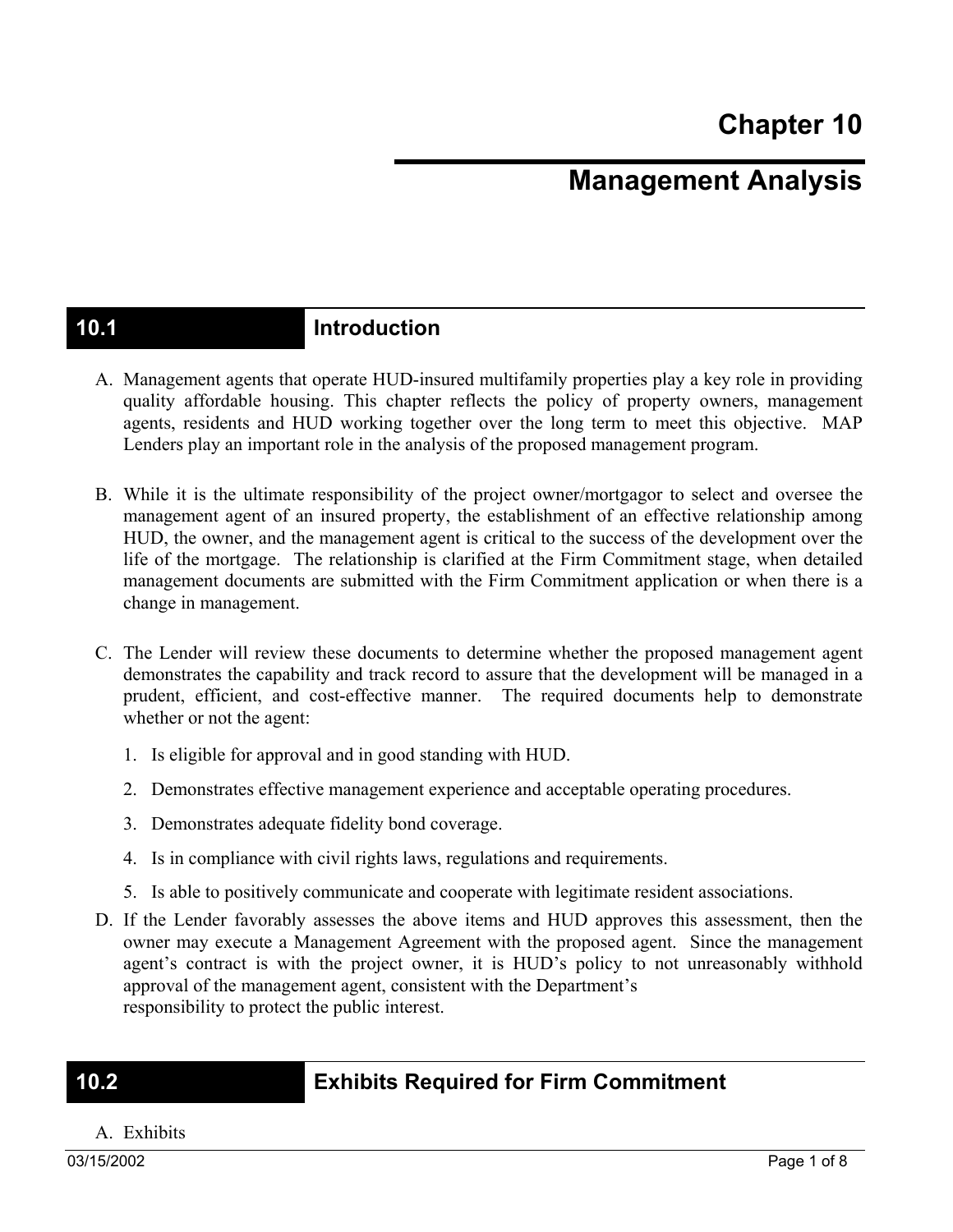# Chapter 10

# Management Analysis

## 10.1 Introduction

A. Management agents that operate HUD-insured multifamily properties play a key role in providing quality affordable housing. This chapter reflects the policy of property owners, management agents, residents and HUD working together over the long term to meet this objective. MAP Lenders play an important role in the analysis of the proposed management program.

B. While it is the ultimate responsibility of the project owner/mortgagor to select and oversee the management agent of an insured property, the establishment of an effective relationship among HUD, the owner, and the management agent is critical to the success of the development over the life of the mortgage. The relationship is clarified at the Firm Commitment stage, when detailed management documents are submitted with the Firm Commitment application or when there is a change in management.

C. The Lender will review these documents to determine whether the proposed management agent demonstrates the capability and track record to assure that the development will be managed in a prudent, efficient, and cost-effective manner. The required documents help to demonstrate whether or not the agent:

   1. Is eligible for approval and in good standing with HUD.
   2. Demonstrates effective management experience and acceptable operating procedures.
   3. Demonstrates adequate fidelity bond coverage.
   4. Is in compliance with civil rights laws, regulations and requirements.
   5. Is able to positively communicate and cooperate with legitimate resident associations.

D. If the Lender favorably assesses the above items and HUD approves this assessment, then the owner may execute a Management Agreement with the proposed agent. Since the management agent's contract is with the project owner, it is HUD's policy to not unreasonably withhold approval of the management agent, consistent with the Department's responsibility to protect the public interest.

## 10.2 Exhibits Required for Firm Commitment

A. Exhibits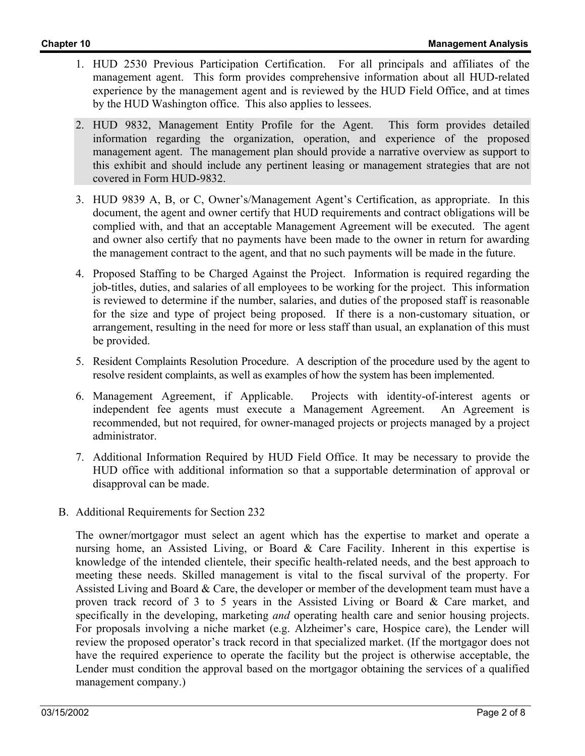1. HUD 2530 Previous Participation Certification. For all principals and affiliates of the management agent. This form provides comprehensive information about all HUD-related experience by the management agent and is reviewed by the HUD Field Office, and at times by the HUD Washington office. This also applies to lessees.

2. HUD 9832, Management Entity Profile for the Agent. This form provides detailed information regarding the organization, operation, and experience of the proposed management agent. The management plan should provide a narrative overview as support to this exhibit and should include any pertinent leasing or management strategies that are not covered in Form HUD-9832.

3. HUD 9839 A, B, or C, Owner's/Management Agent's Certification, as appropriate. In this document, the agent and owner certify that HUD requirements and contract obligations will be complied with, and that an acceptable Management Agreement will be executed. The agent and owner also certify that no payments have been made to the owner in return for awarding the management contract to the agent, and that no such payments will be made in the future.

4. Proposed Staffing to be Charged Against the Project. Information is required regarding the job-titles, duties, and salaries of all employees to be working for the project. This information is reviewed to determine if the number, salaries, and duties of the proposed staff is reasonable for the size and type of project being proposed. If there is a non-customary situation, or arrangement, resulting in the need for more or less staff than usual, an explanation of this must be provided.

5. Resident Complaints Resolution Procedure. A description of the procedure used by the agent to resolve resident complaints, as well as examples of how the system has been implemented.

6. Management Agreement, if Applicable. Projects with identity-of-interest agents or independent fee agents must execute a Management Agreement. An Agreement is recommended, but not required, for owner-managed projects or projects managed by a project administrator.

7. Additional Information Required by HUD Field Office. It may be necessary to provide the HUD office with additional information so that a supportable determination of approval or disapproval can be made.

B. Additional Requirements for Section 232

The owner/mortgagor must select an agent which has the expertise to market and operate a nursing home, an Assisted Living, or Board & Care Facility. Inherent in this expertise is knowledge of the intended clientele, their specific health-related needs, and the best approach to meeting these needs. Skilled management is vital to the fiscal survival of the property. For Assisted Living and Board & Care, the developer or member of the development team must have a proven track record of 3 to 5 years in the Assisted Living or Board & Care market, and specifically in the developing, marketing *and* operating health care and senior housing projects. For proposals involving a niche market (e.g. Alzheimer's care, Hospice care), the Lender will review the proposed operator's track record in that specialized market. (If the mortgagor does not have the required experience to operate the facility but the project is otherwise acceptable, the Lender must condition the approval based on the mortgagor obtaining the services of a qualified management company.)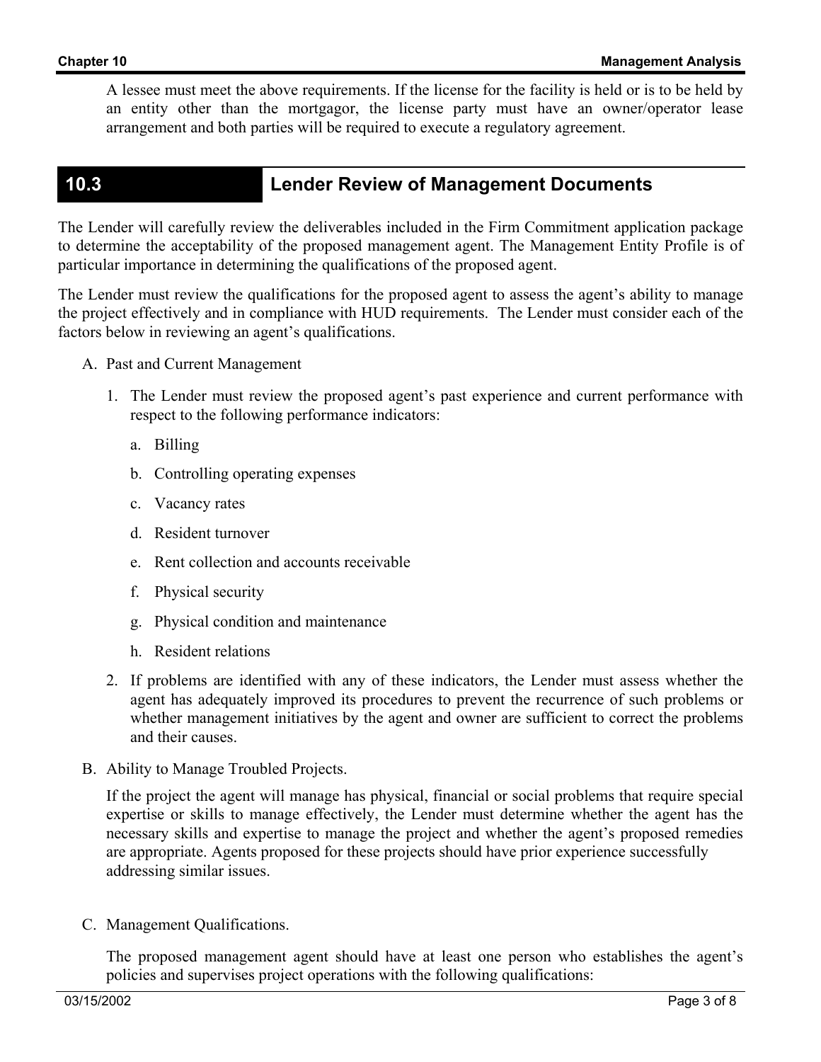A lessee must meet the above requirements. If the license for the facility is held or is to be held by an entity other than the mortgagor, the license party must have an owner/operator lease arrangement and both parties will be required to execute a regulatory agreement.

## 10.3 Lender Review of Management Documents

The Lender will carefully review the deliverables included in the Firm Commitment application package to determine the acceptability of the proposed management agent. The Management Entity Profile is of particular importance in determining the qualifications of the proposed agent.

The Lender must review the qualifications for the proposed agent to assess the agent's ability to manage the project effectively and in compliance with HUD requirements. The Lender must consider each of the factors below in reviewing an agent's qualifications.

A. Past and Current Management

  1. The Lender must review the proposed agent's past experience and current performance with respect to the following performance indicators:

     a. Billing

     b. Controlling operating expenses

     c. Vacancy rates

     d. Resident turnover

     e. Rent collection and accounts receivable

     f. Physical security

     g. Physical condition and maintenance

     h. Resident relations

  2. If problems are identified with any of these indicators, the Lender must assess whether the agent has adequately improved its procedures to prevent the recurrence of such problems or whether management initiatives by the agent and owner are sufficient to correct the problems and their causes.

B. Ability to Manage Troubled Projects.

  If the project the agent will manage has physical, financial or social problems that require special expertise or skills to manage effectively, the Lender must determine whether the agent has the necessary skills and expertise to manage the project and whether the agent's proposed remedies are appropriate. Agents proposed for these projects should have prior experience successfully addressing similar issues.

C. Management Qualifications.

  The proposed management agent should have at least one person who establishes the agent's policies and supervises project operations with the following qualifications: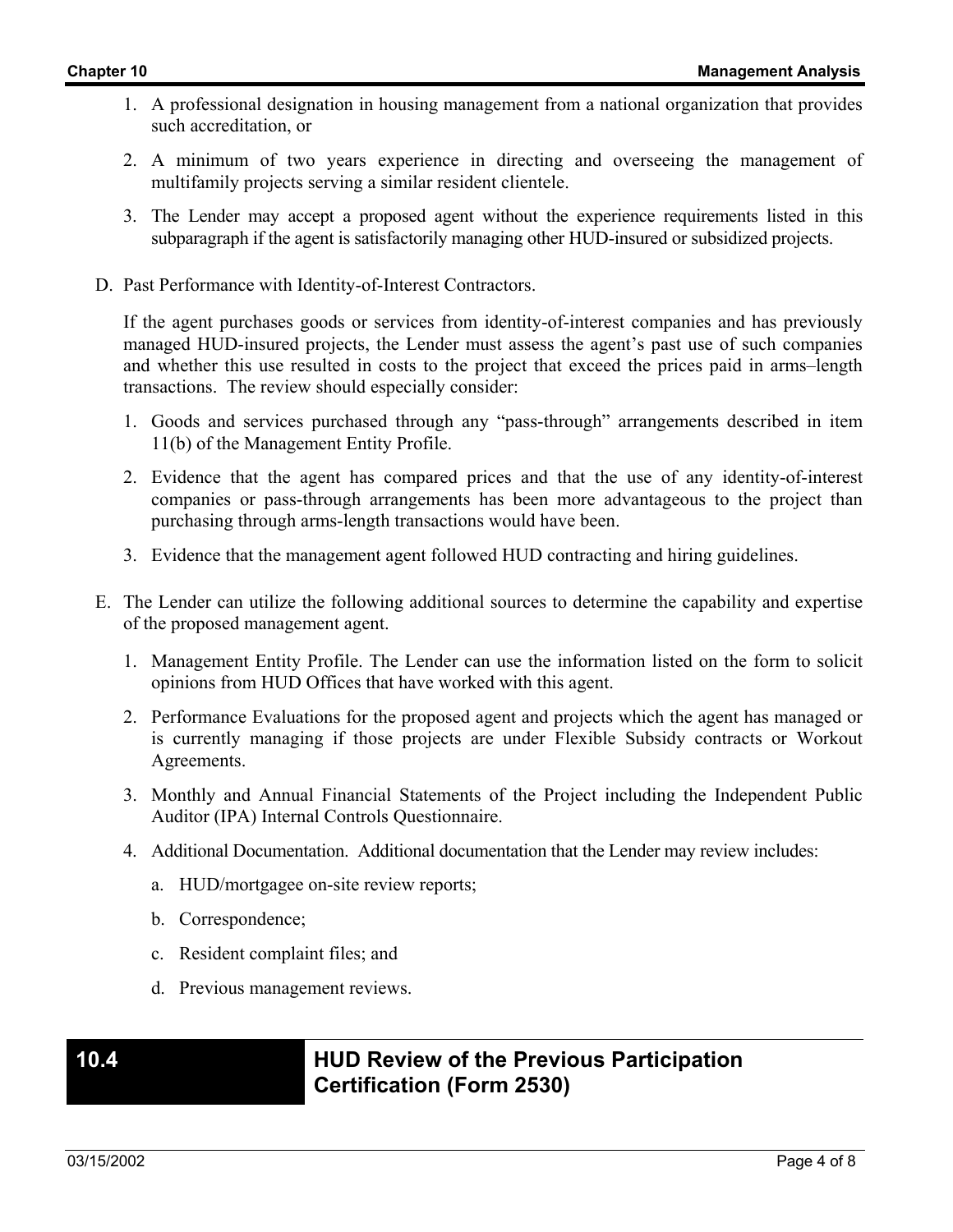1. A professional designation in housing management from a national organization that provides such accreditation, or

2. A minimum of two years experience in directing and overseeing the management of multifamily projects serving a similar resident clientele.

3. The Lender may accept a proposed agent without the experience requirements listed in this subparagraph if the agent is satisfactorily managing other HUD-insured or subsidized projects.

D. Past Performance with Identity-of-Interest Contractors.

If the agent purchases goods or services from identity-of-interest companies and has previously managed HUD-insured projects, the Lender must assess the agent's past use of such companies and whether this use resulted in costs to the project that exceed the prices paid in arms–length transactions. The review should especially consider:

1. Goods and services purchased through any "pass-through" arrangements described in item 11(b) of the Management Entity Profile.

2. Evidence that the agent has compared prices and that the use of any identity-of-interest companies or pass-through arrangements has been more advantageous to the project than purchasing through arms-length transactions would have been.

3. Evidence that the management agent followed HUD contracting and hiring guidelines.

E. The Lender can utilize the following additional sources to determine the capability and expertise of the proposed management agent.

1. Management Entity Profile. The Lender can use the information listed on the form to solicit opinions from HUD Offices that have worked with this agent.

2. Performance Evaluations for the proposed agent and projects which the agent has managed or is currently managing if those projects are under Flexible Subsidy contracts or Workout Agreements.

3. Monthly and Annual Financial Statements of the Project including the Independent Public Auditor (IPA) Internal Controls Questionnaire.

4. Additional Documentation. Additional documentation that the Lender may review includes:

   a. HUD/mortgagee on-site review reports;

   b. Correspondence;

   c. Resident complaint files; and

   d. Previous management reviews.

## 10.4 HUD Review of the Previous Participation Certification (Form 2530)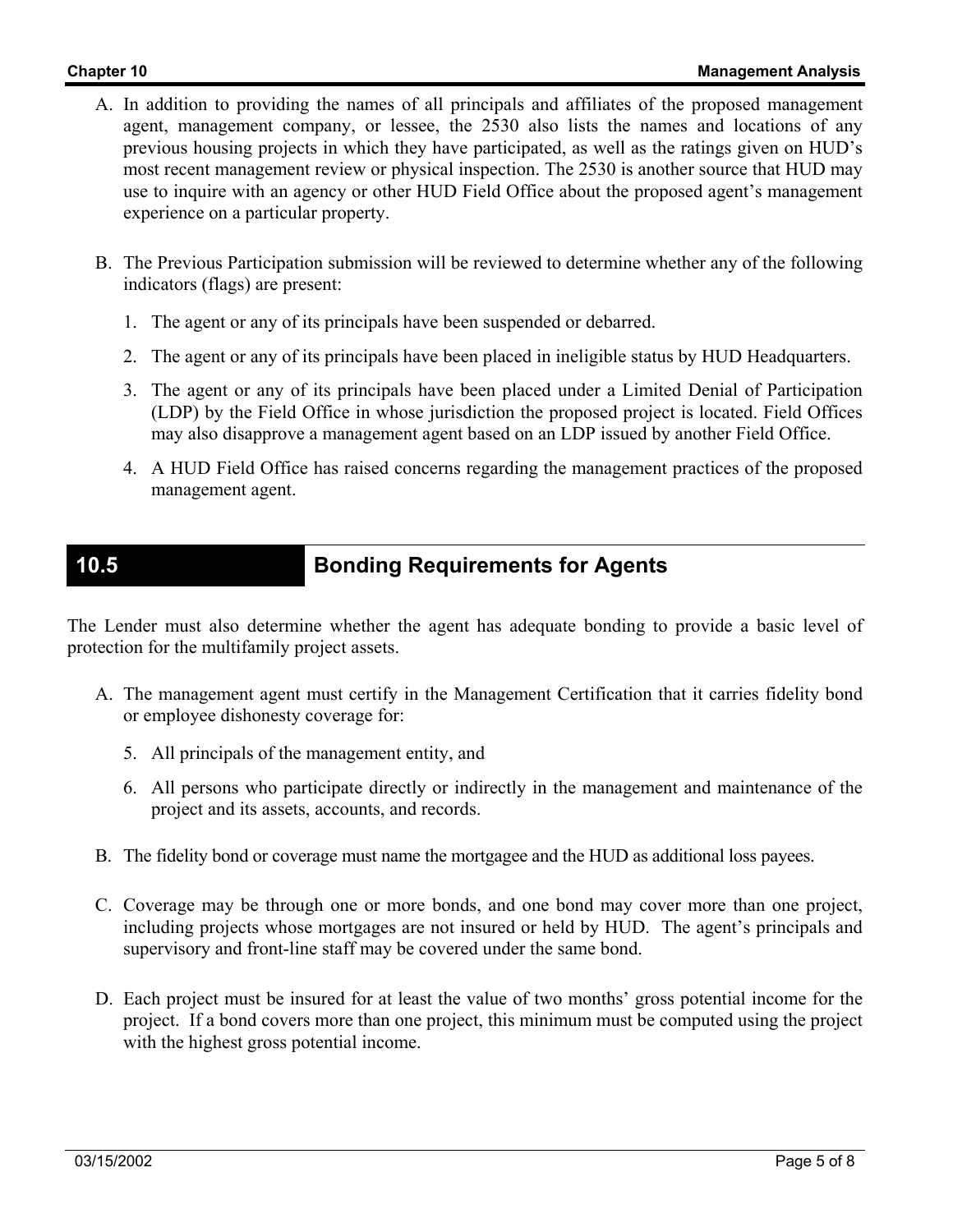A. In addition to providing the names of all principals and affiliates of the proposed management agent, management company, or lessee, the 2530 also lists the names and locations of any previous housing projects in which they have participated, as well as the ratings given on HUD's most recent management review or physical inspection. The 2530 is another source that HUD may use to inquire with an agency or other HUD Field Office about the proposed agent's management experience on a particular property.

B. The Previous Participation submission will be reviewed to determine whether any of the following indicators (flags) are present:

   1. The agent or any of its principals have been suspended or debarred.

   2. The agent or any of its principals have been placed in ineligible status by HUD Headquarters.

   3. The agent or any of its principals have been placed under a Limited Denial of Participation (LDP) by the Field Office in whose jurisdiction the proposed project is located. Field Offices may also disapprove a management agent based on an LDP issued by another Field Office.

   4. A HUD Field Office has raised concerns regarding the management practices of the proposed management agent.

## 10.5 Bonding Requirements for Agents

The Lender must also determine whether the agent has adequate bonding to provide a basic level of protection for the multifamily project assets.

A. The management agent must certify in the Management Certification that it carries fidelity bond or employee dishonesty coverage for:

   5. All principals of the management entity, and

   6. All persons who participate directly or indirectly in the management and maintenance of the project and its assets, accounts, and records.

B. The fidelity bond or coverage must name the mortgagee and the HUD as additional loss payees.

C. Coverage may be through one or more bonds, and one bond may cover more than one project, including projects whose mortgages are not insured or held by HUD. The agent's principals and supervisory and front-line staff may be covered under the same bond.

D. Each project must be insured for at least the value of two months' gross potential income for the project. If a bond covers more than one project, this minimum must be computed using the project with the highest gross potential income.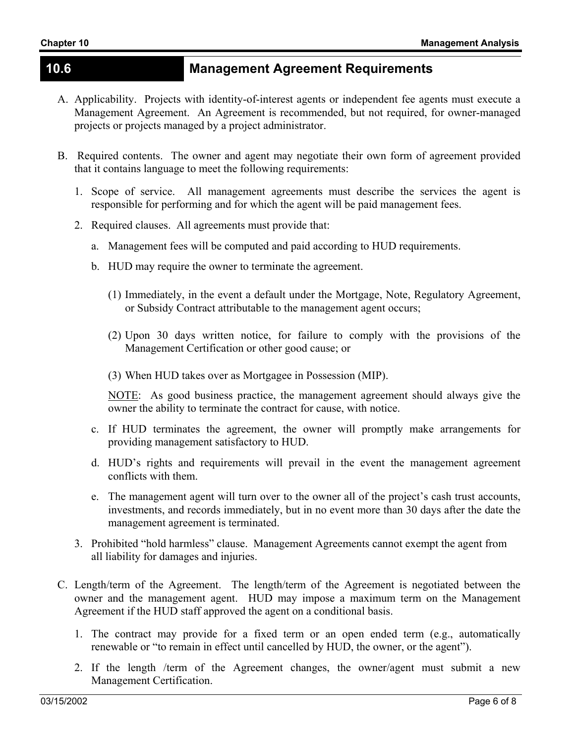## 10.6 Management Agreement Requirements

A. Applicability. Projects with identity-of-interest agents or independent fee agents must execute a Management Agreement. An Agreement is recommended, but not required, for owner-managed projects or projects managed by a project administrator.

B. Required contents. The owner and agent may negotiate their own form of agreement provided that it contains language to meet the following requirements:

1. Scope of service. All management agreements must describe the services the agent is responsible for performing and for which the agent will be paid management fees.

2. Required clauses. All agreements must provide that:

   a. Management fees will be computed and paid according to HUD requirements.

   b. HUD may require the owner to terminate the agreement.

      (1) Immediately, in the event a default under the Mortgage, Note, Regulatory Agreement, or Subsidy Contract attributable to the management agent occurs;

      (2) Upon 30 days written notice, for failure to comply with the provisions of the Management Certification or other good cause; or

      (3) When HUD takes over as Mortgagee in Possession (MIP).

      NOTE: As good business practice, the management agreement should always give the owner the ability to terminate the contract for cause, with notice.

   c. If HUD terminates the agreement, the owner will promptly make arrangements for providing management satisfactory to HUD.

   d. HUD's rights and requirements will prevail in the event the management agreement conflicts with them.

   e. The management agent will turn over to the owner all of the project's cash trust accounts, investments, and records immediately, but in no event more than 30 days after the date the management agreement is terminated.

3. Prohibited "hold harmless" clause. Management Agreements cannot exempt the agent from all liability for damages and injuries.

C. Length/term of the Agreement. The length/term of the Agreement is negotiated between the owner and the management agent. HUD may impose a maximum term on the Management Agreement if the HUD staff approved the agent on a conditional basis.

1. The contract may provide for a fixed term or an open ended term (e.g., automatically renewable or "to remain in effect until cancelled by HUD, the owner, or the agent").

2. If the length /term of the Agreement changes, the owner/agent must submit a new Management Certification.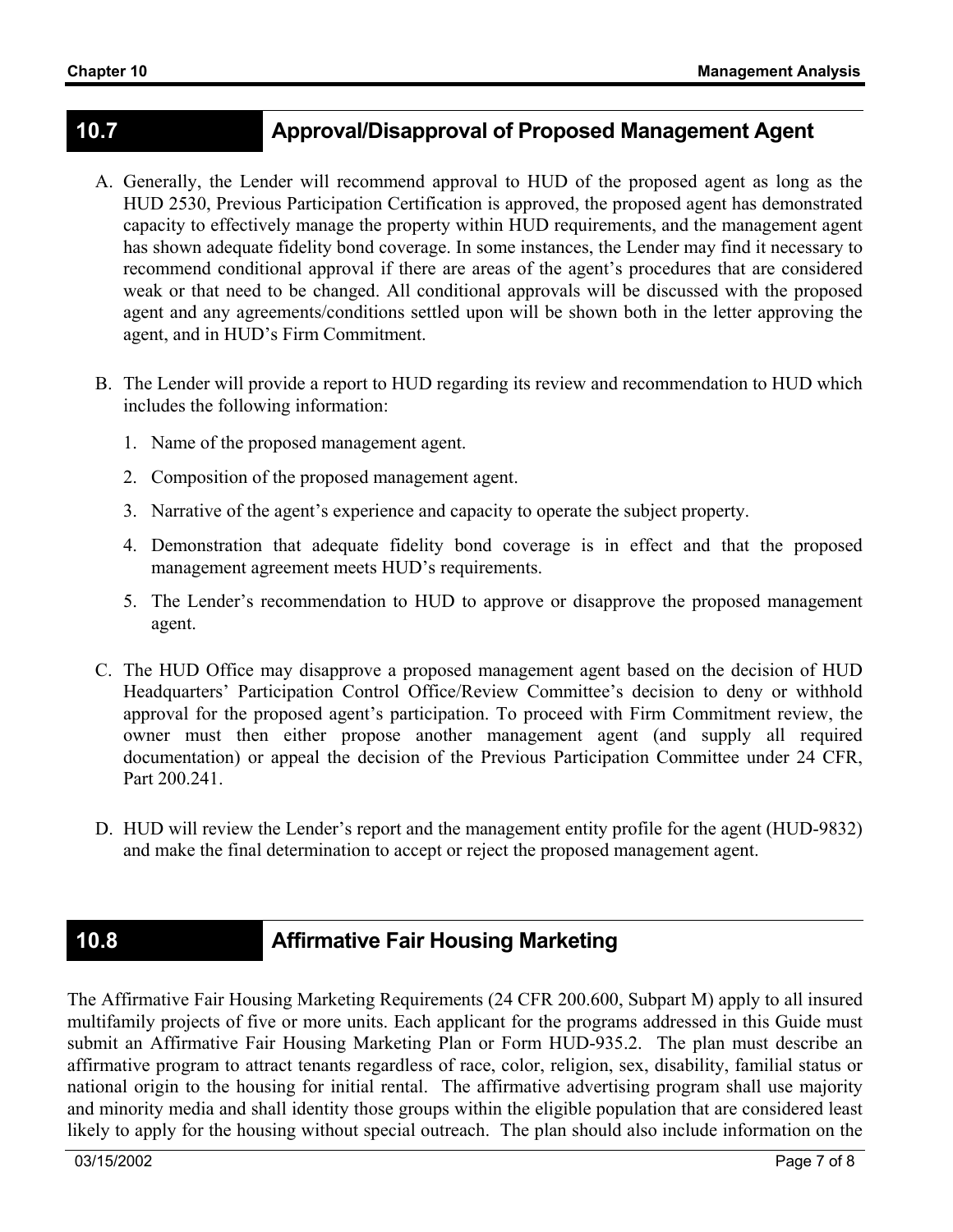## 10.7 Approval/Disapproval of Proposed Management Agent

A. Generally, the Lender will recommend approval to HUD of the proposed agent as long as the HUD 2530, Previous Participation Certification is approved, the proposed agent has demonstrated capacity to effectively manage the property within HUD requirements, and the management agent has shown adequate fidelity bond coverage. In some instances, the Lender may find it necessary to recommend conditional approval if there are areas of the agent's procedures that are considered weak or that need to be changed. All conditional approvals will be discussed with the proposed agent and any agreements/conditions settled upon will be shown both in the letter approving the agent, and in HUD's Firm Commitment.

B. The Lender will provide a report to HUD regarding its review and recommendation to HUD which includes the following information:

   1. Name of the proposed management agent.
   2. Composition of the proposed management agent.
   3. Narrative of the agent's experience and capacity to operate the subject property.
   4. Demonstration that adequate fidelity bond coverage is in effect and that the proposed management agreement meets HUD's requirements.
   5. The Lender's recommendation to HUD to approve or disapprove the proposed management agent.

C. The HUD Office may disapprove a proposed management agent based on the decision of HUD Headquarters' Participation Control Office/Review Committee's decision to deny or withhold approval for the proposed agent's participation. To proceed with Firm Commitment review, the owner must then either propose another management agent (and supply all required documentation) or appeal the decision of the Previous Participation Committee under 24 CFR, Part 200.241.

D. HUD will review the Lender's report and the management entity profile for the agent (HUD-9832) and make the final determination to accept or reject the proposed management agent.

## 10.8 Affirmative Fair Housing Marketing

The Affirmative Fair Housing Marketing Requirements (24 CFR 200.600, Subpart M) apply to all insured multifamily projects of five or more units. Each applicant for the programs addressed in this Guide must submit an Affirmative Fair Housing Marketing Plan or Form HUD-935.2. The plan must describe an affirmative program to attract tenants regardless of race, color, religion, sex, disability, familial status or national origin to the housing for initial rental. The affirmative advertising program shall use majority and minority media and shall identity those groups within the eligible population that are considered least likely to apply for the housing without special outreach. The plan should also include information on the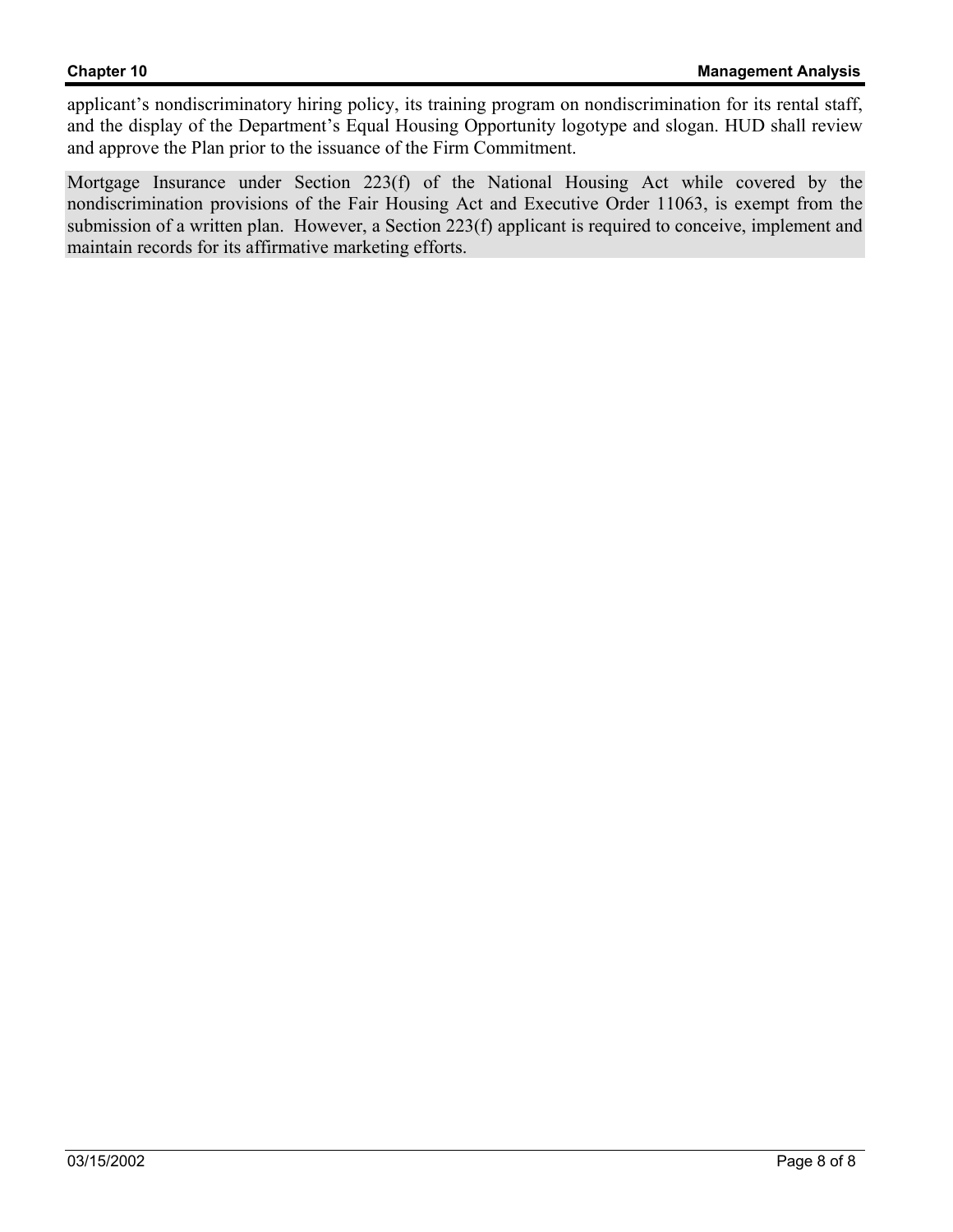applicant's nondiscriminatory hiring policy, its training program on nondiscrimination for its rental staff, and the display of the Department's Equal Housing Opportunity logotype and slogan. HUD shall review and approve the Plan prior to the issuance of the Firm Commitment.

Mortgage Insurance under Section 223(f) of the National Housing Act while covered by the nondiscrimination provisions of the Fair Housing Act and Executive Order 11063, is exempt from the submission of a written plan. However, a Section 223(f) applicant is required to conceive, implement and maintain records for its affirmative marketing efforts.